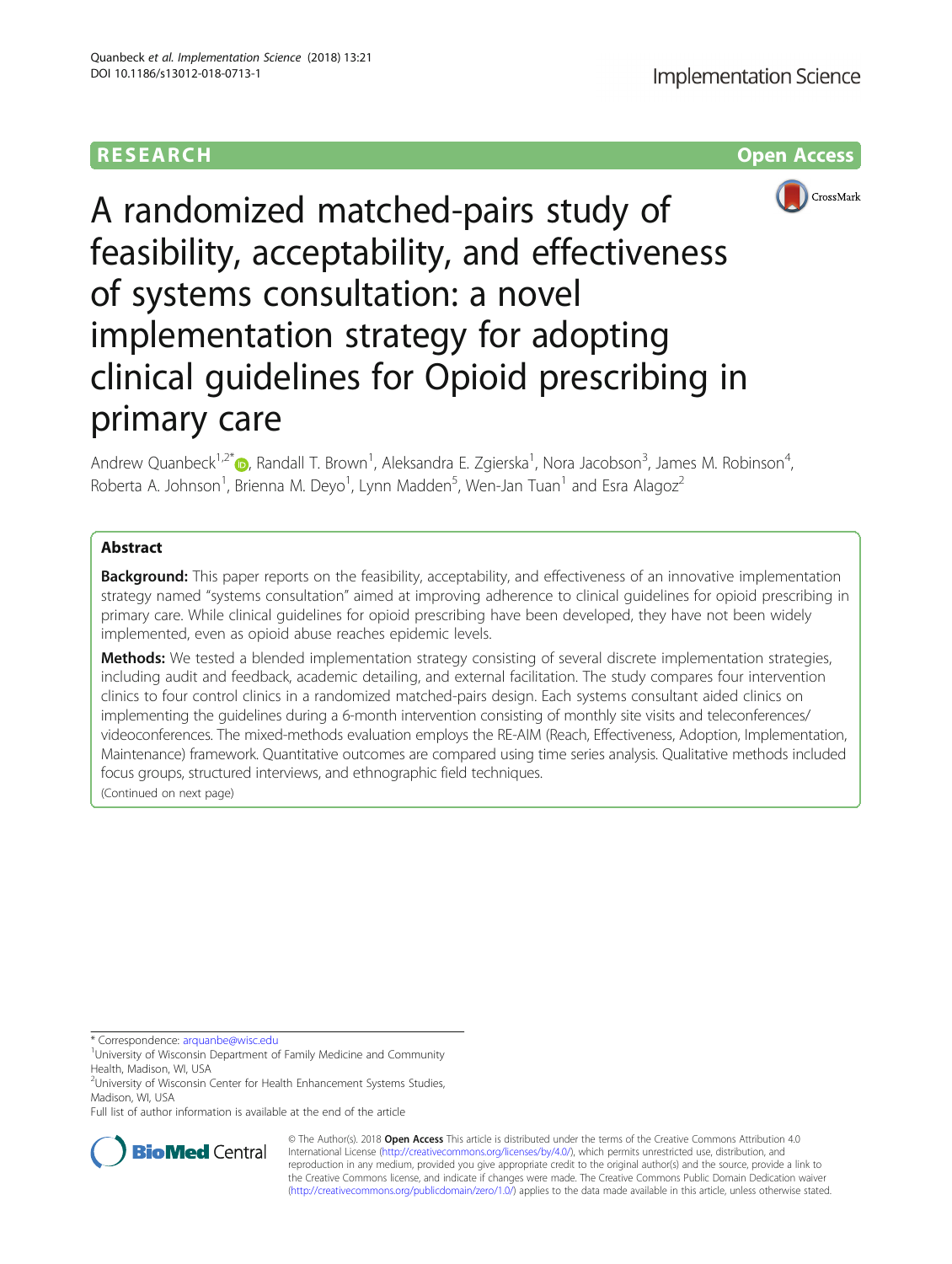RESEARCH Open Access

# A randomized matched-pairs study of feasibility, acceptability, and effectiveness of systems consultation: a novel implementation strategy for adopting clinical guidelines for Opioid prescribing in primary care

Andrew Quanbeck[1,2*], Randall T. Brown[1], Aleksandra E. Zgierska[1], Nora Jacobson[3], James M. Robinson[4], Roberta A. Johnson[1], Brienna M. Deyo[1], Lynn Madden[5], Wen-Jan Tuan[1] and Esra Alagoz[2]

## Abstract

**Background:** This paper reports on the feasibility, acceptability, and effectiveness of an innovative implementation strategy named "systems consultation" aimed at improving adherence to clinical guidelines for opioid prescribing in primary care. While clinical guidelines for opioid prescribing have been developed, they have not been widely implemented, even as opioid abuse reaches epidemic levels.

**Methods:** We tested a blended implementation strategy consisting of several discrete implementation strategies, including audit and feedback, academic detailing, and external facilitation. The study compares four intervention clinics to four control clinics in a randomized matched-pairs design. Each systems consultant aided clinics on implementing the guidelines during a 6-month intervention consisting of monthly site visits and teleconferences/videoconferences. The mixed-methods evaluation employs the RE-AIM (Reach, Effectiveness, Adoption, Implementation, Maintenance) framework. Quantitative outcomes are compared using time series analysis. Qualitative methods included focus groups, structured interviews, and ethnographic field techniques.

(Continued on next page)

* Correspondence: arquanbe@wisc.edu
[1]University of Wisconsin Department of Family Medicine and Community Health, Madison, WI, USA
[2]University of Wisconsin Center for Health Enhancement Systems Studies, Madison, WI, USA
Full list of author information is available at the end of the article

© The Author(s). 2018 **Open Access** This article is distributed under the terms of the Creative Commons Attribution 4.0 International License (http://creativecommons.org/licenses/by/4.0/), which permits unrestricted use, distribution, and reproduction in any medium, provided you give appropriate credit to the original author(s) and the source, provide a link to the Creative Commons license, and indicate if changes were made. The Creative Commons Public Domain Dedication waiver (http://creativecommons.org/publicdomain/zero/1.0/) applies to the data made available in this article, unless otherwise stated.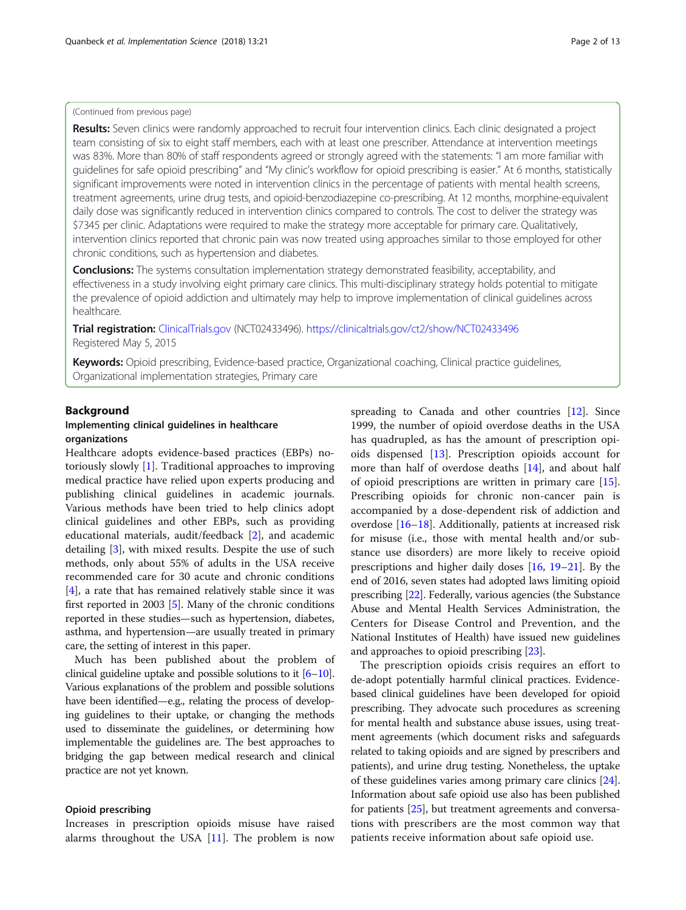(Continued from previous page)

**Results:** Seven clinics were randomly approached to recruit four intervention clinics. Each clinic designated a project team consisting of six to eight staff members, each with at least one prescriber. Attendance at intervention meetings was 83%. More than 80% of staff respondents agreed or strongly agreed with the statements: "I am more familiar with guidelines for safe opioid prescribing" and "My clinic's workflow for opioid prescribing is easier." At 6 months, statistically significant improvements were noted in intervention clinics in the percentage of patients with mental health screens, treatment agreements, urine drug tests, and opioid-benzodiazepine co-prescribing. At 12 months, morphine-equivalent daily dose was significantly reduced in intervention clinics compared to controls. The cost to deliver the strategy was $7345 per clinic. Adaptations were required to make the strategy more acceptable for primary care. Qualitatively, intervention clinics reported that chronic pain was now treated using approaches similar to those employed for other chronic conditions, such as hypertension and diabetes.

**Conclusions:** The systems consultation implementation strategy demonstrated feasibility, acceptability, and effectiveness in a study involving eight primary care clinics. This multi-disciplinary strategy holds potential to mitigate the prevalence of opioid addiction and ultimately may help to improve implementation of clinical guidelines across healthcare.

**Trial registration:** ClinicalTrials.gov (NCT02433496). https://clinicaltrials.gov/ct2/show/NCT02433496 Registered May 5, 2015

**Keywords:** Opioid prescribing, Evidence-based practice, Organizational coaching, Clinical practice guidelines, Organizational implementation strategies, Primary care

## Background

### Implementing clinical guidelines in healthcare organizations

Healthcare adopts evidence-based practices (EBPs) notoriously slowly [1]. Traditional approaches to improving medical practice have relied upon experts producing and publishing clinical guidelines in academic journals. Various methods have been tried to help clinics adopt clinical guidelines and other EBPs, such as providing educational materials, audit/feedback [2], and academic detailing [3], with mixed results. Despite the use of such methods, only about 55% of adults in the USA receive recommended care for 30 acute and chronic conditions [4], a rate that has remained relatively stable since it was first reported in 2003 [5]. Many of the chronic conditions reported in these studies—such as hypertension, diabetes, asthma, and hypertension—are usually treated in primary care, the setting of interest in this paper.

Much has been published about the problem of clinical guideline uptake and possible solutions to it [6–10]. Various explanations of the problem and possible solutions have been identified—e.g., relating the process of developing guidelines to their uptake, or changing the methods used to disseminate the guidelines, or determining how implementable the guidelines are. The best approaches to bridging the gap between medical research and clinical practice are not yet known.

### Opioid prescribing

Increases in prescription opioids misuse have raised alarms throughout the USA [11]. The problem is now spreading to Canada and other countries [12]. Since 1999, the number of opioid overdose deaths in the USA has quadrupled, as has the amount of prescription opioids dispensed [13]. Prescription opioids account for more than half of overdose deaths [14], and about half of opioid prescriptions are written in primary care [15]. Prescribing opioids for chronic non-cancer pain is accompanied by a dose-dependent risk of addiction and overdose [16–18]. Additionally, patients at increased risk for misuse (i.e., those with mental health and/or substance use disorders) are more likely to receive opioid prescriptions and higher daily doses [16, 19–21]. By the end of 2016, seven states had adopted laws limiting opioid prescribing [22]. Federally, various agencies (the Substance Abuse and Mental Health Services Administration, the Centers for Disease Control and Prevention, and the National Institutes of Health) have issued new guidelines and approaches to opioid prescribing [23].

The prescription opioids crisis requires an effort to de-adopt potentially harmful clinical practices. Evidence-based clinical guidelines have been developed for opioid prescribing. They advocate such procedures as screening for mental health and substance abuse issues, using treatment agreements (which document risks and safeguards related to taking opioids and are signed by prescribers and patients), and urine drug testing. Nonetheless, the uptake of these guidelines varies among primary care clinics [24]. Information about safe opioid use also has been published for patients [25], but treatment agreements and conversations with prescribers are the most common way that patients receive information about safe opioid use.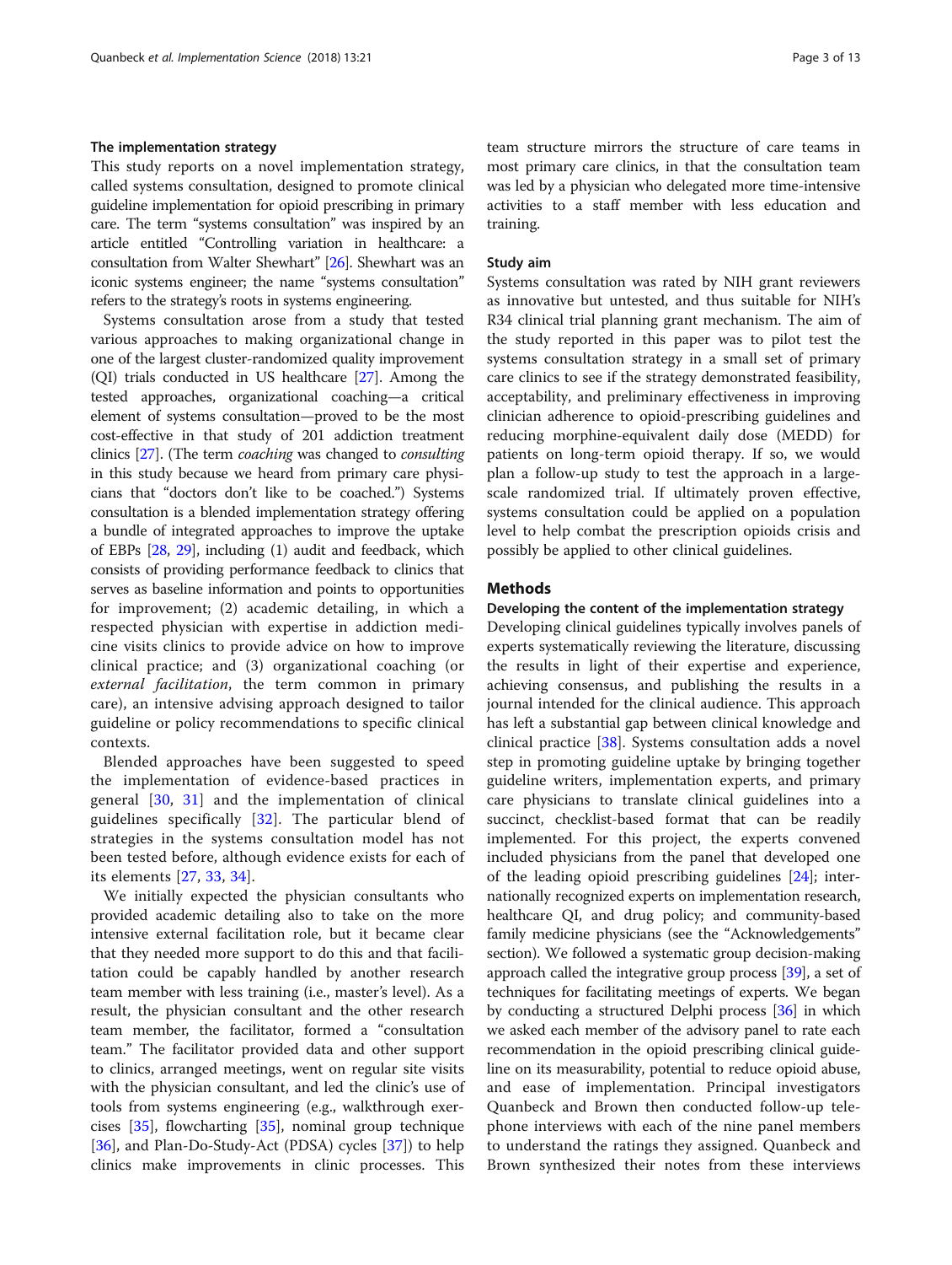### The implementation strategy

This study reports on a novel implementation strategy, called systems consultation, designed to promote clinical guideline implementation for opioid prescribing in primary care. The term "systems consultation" was inspired by an article entitled "Controlling variation in healthcare: a consultation from Walter Shewhart" [26]. Shewhart was an iconic systems engineer; the name "systems consultation" refers to the strategy's roots in systems engineering.

Systems consultation arose from a study that tested various approaches to making organizational change in one of the largest cluster-randomized quality improvement (QI) trials conducted in US healthcare [27]. Among the tested approaches, organizational coaching—a critical element of systems consultation—proved to be the most cost-effective in that study of 201 addiction treatment clinics [27]. (The term *coaching* was changed to *consulting* in this study because we heard from primary care physicians that "doctors don't like to be coached.") Systems consultation is a blended implementation strategy offering a bundle of integrated approaches to improve the uptake of EBPs [28, 29], including (1) audit and feedback, which consists of providing performance feedback to clinics that serves as baseline information and points to opportunities for improvement; (2) academic detailing, in which a respected physician with expertise in addiction medicine visits clinics to provide advice on how to improve clinical practice; and (3) organizational coaching (or *external facilitation*, the term common in primary care), an intensive advising approach designed to tailor guideline or policy recommendations to specific clinical contexts.

Blended approaches have been suggested to speed the implementation of evidence-based practices in general [30, 31] and the implementation of clinical guidelines specifically [32]. The particular blend of strategies in the systems consultation model has not been tested before, although evidence exists for each of its elements [27, 33, 34].

We initially expected the physician consultants who provided academic detailing also to take on the more intensive external facilitation role, but it became clear that they needed more support to do this and that facilitation could be capably handled by another research team member with less training (i.e., master's level). As a result, the physician consultant and the other research team member, the facilitator, formed a "consultation team." The facilitator provided data and other support to clinics, arranged meetings, went on regular site visits with the physician consultant, and led the clinic's use of tools from systems engineering (e.g., walkthrough exercises [35], flowcharting [35], nominal group technique [36], and Plan-Do-Study-Act (PDSA) cycles [37]) to help clinics make improvements in clinic processes. This team structure mirrors the structure of care teams in most primary care clinics, in that the consultation team was led by a physician who delegated more time-intensive activities to a staff member with less education and training.

### Study aim

Systems consultation was rated by NIH grant reviewers as innovative but untested, and thus suitable for NIH's R34 clinical trial planning grant mechanism. The aim of the study reported in this paper was to pilot test the systems consultation strategy in a small set of primary care clinics to see if the strategy demonstrated feasibility, acceptability, and preliminary effectiveness in improving clinician adherence to opioid-prescribing guidelines and reducing morphine-equivalent daily dose (MEDD) for patients on long-term opioid therapy. If so, we would plan a follow-up study to test the approach in a large-scale randomized trial. If ultimately proven effective, systems consultation could be applied on a population level to help combat the prescription opioids crisis and possibly be applied to other clinical guidelines.

## Methods

### Developing the content of the implementation strategy

Developing clinical guidelines typically involves panels of experts systematically reviewing the literature, discussing the results in light of their expertise and experience, achieving consensus, and publishing the results in a journal intended for the clinical audience. This approach has left a substantial gap between clinical knowledge and clinical practice [38]. Systems consultation adds a novel step in promoting guideline uptake by bringing together guideline writers, implementation experts, and primary care physicians to translate clinical guidelines into a succinct, checklist-based format that can be readily implemented. For this project, the experts convened included physicians from the panel that developed one of the leading opioid prescribing guidelines [24]; internationally recognized experts on implementation research, healthcare QI, and drug policy; and community-based family medicine physicians (see the "Acknowledgements" section). We followed a systematic group decision-making approach called the integrative group process [39], a set of techniques for facilitating meetings of experts. We began by conducting a structured Delphi process [36] in which we asked each member of the advisory panel to rate each recommendation in the opioid prescribing clinical guideline on its measurability, potential to reduce opioid abuse, and ease of implementation. Principal investigators Quanbeck and Brown then conducted follow-up telephone interviews with each of the nine panel members to understand the ratings they assigned. Quanbeck and Brown synthesized their notes from these interviews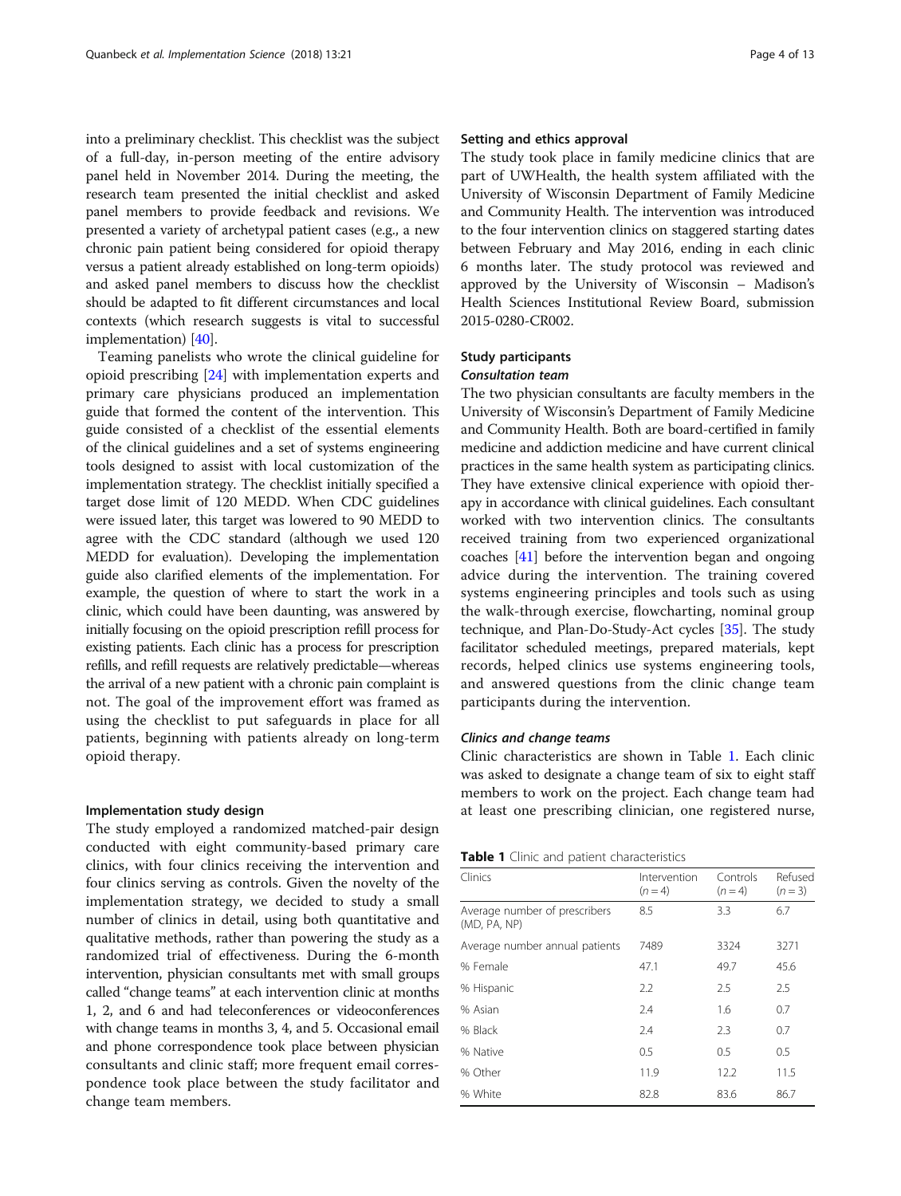into a preliminary checklist. This checklist was the subject of a full-day, in-person meeting of the entire advisory panel held in November 2014. During the meeting, the research team presented the initial checklist and asked panel members to provide feedback and revisions. We presented a variety of archetypal patient cases (e.g., a new chronic pain patient being considered for opioid therapy versus a patient already established on long-term opioids) and asked panel members to discuss how the checklist should be adapted to fit different circumstances and local contexts (which research suggests is vital to successful implementation) [40].

Teaming panelists who wrote the clinical guideline for opioid prescribing [24] with implementation experts and primary care physicians produced an implementation guide that formed the content of the intervention. This guide consisted of a checklist of the essential elements of the clinical guidelines and a set of systems engineering tools designed to assist with local customization of the implementation strategy. The checklist initially specified a target dose limit of 120 MEDD. When CDC guidelines were issued later, this target was lowered to 90 MEDD to agree with the CDC standard (although we used 120 MEDD for evaluation). Developing the implementation guide also clarified elements of the implementation. For example, the question of where to start the work in a clinic, which could have been daunting, was answered by initially focusing on the opioid prescription refill process for existing patients. Each clinic has a process for prescription refills, and refill requests are relatively predictable—whereas the arrival of a new patient with a chronic pain complaint is not. The goal of the improvement effort was framed as using the checklist to put safeguards in place for all patients, beginning with patients already on long-term opioid therapy.

### Implementation study design

The study employed a randomized matched-pair design conducted with eight community-based primary care clinics, with four clinics receiving the intervention and four clinics serving as controls. Given the novelty of the implementation strategy, we decided to study a small number of clinics in detail, using both quantitative and qualitative methods, rather than powering the study as a randomized trial of effectiveness. During the 6-month intervention, physician consultants met with small groups called "change teams" at each intervention clinic at months 1, 2, and 6 and had teleconferences or videoconferences with change teams in months 3, 4, and 5. Occasional email and phone correspondence took place between physician consultants and clinic staff; more frequent email correspondence took place between the study facilitator and change team members.

### Setting and ethics approval

The study took place in family medicine clinics that are part of UWHealth, the health system affiliated with the University of Wisconsin Department of Family Medicine and Community Health. The intervention was introduced to the four intervention clinics on staggered starting dates between February and May 2016, ending in each clinic 6 months later. The study protocol was reviewed and approved by the University of Wisconsin – Madison's Health Sciences Institutional Review Board, submission 2015-0280-CR002.

### Study participants

#### *Consultation team*

The two physician consultants are faculty members in the University of Wisconsin's Department of Family Medicine and Community Health. Both are board-certified in family medicine and addiction medicine and have current clinical practices in the same health system as participating clinics. They have extensive clinical experience with opioid therapy in accordance with clinical guidelines. Each consultant worked with two intervention clinics. The consultants received training from two experienced organizational coaches [41] before the intervention began and ongoing advice during the intervention. The training covered systems engineering principles and tools such as using the walk-through exercise, flowcharting, nominal group technique, and Plan-Do-Study-Act cycles [35]. The study facilitator scheduled meetings, prepared materials, kept records, helped clinics use systems engineering tools, and answered questions from the clinic change team participants during the intervention.

#### *Clinics and change teams*

Clinic characteristics are shown in Table 1. Each clinic was asked to designate a change team of six to eight staff members to work on the project. Each change team had at least one prescribing clinician, one registered nurse,

**Table 1** Clinic and patient characteristics

| Clinics | Intervention ($n = 4$) | Controls ($n = 4$) | Refused ($n = 3$) |
|---|---|---|---|
| Average number of prescribers (MD, PA, NP) | 8.5 | 3.3 | 6.7 |
| Average number annual patients | 7489 | 3324 | 3271 |
| % Female | 47.1 | 49.7 | 45.6 |
| % Hispanic | 2.2 | 2.5 | 2.5 |
| % Asian | 2.4 | 1.6 | 0.7 |
| % Black | 2.4 | 2.3 | 0.7 |
| % Native | 0.5 | 0.5 | 0.5 |
| % Other | 11.9 | 12.2 | 11.5 |
| % White | 82.8 | 83.6 | 86.7 |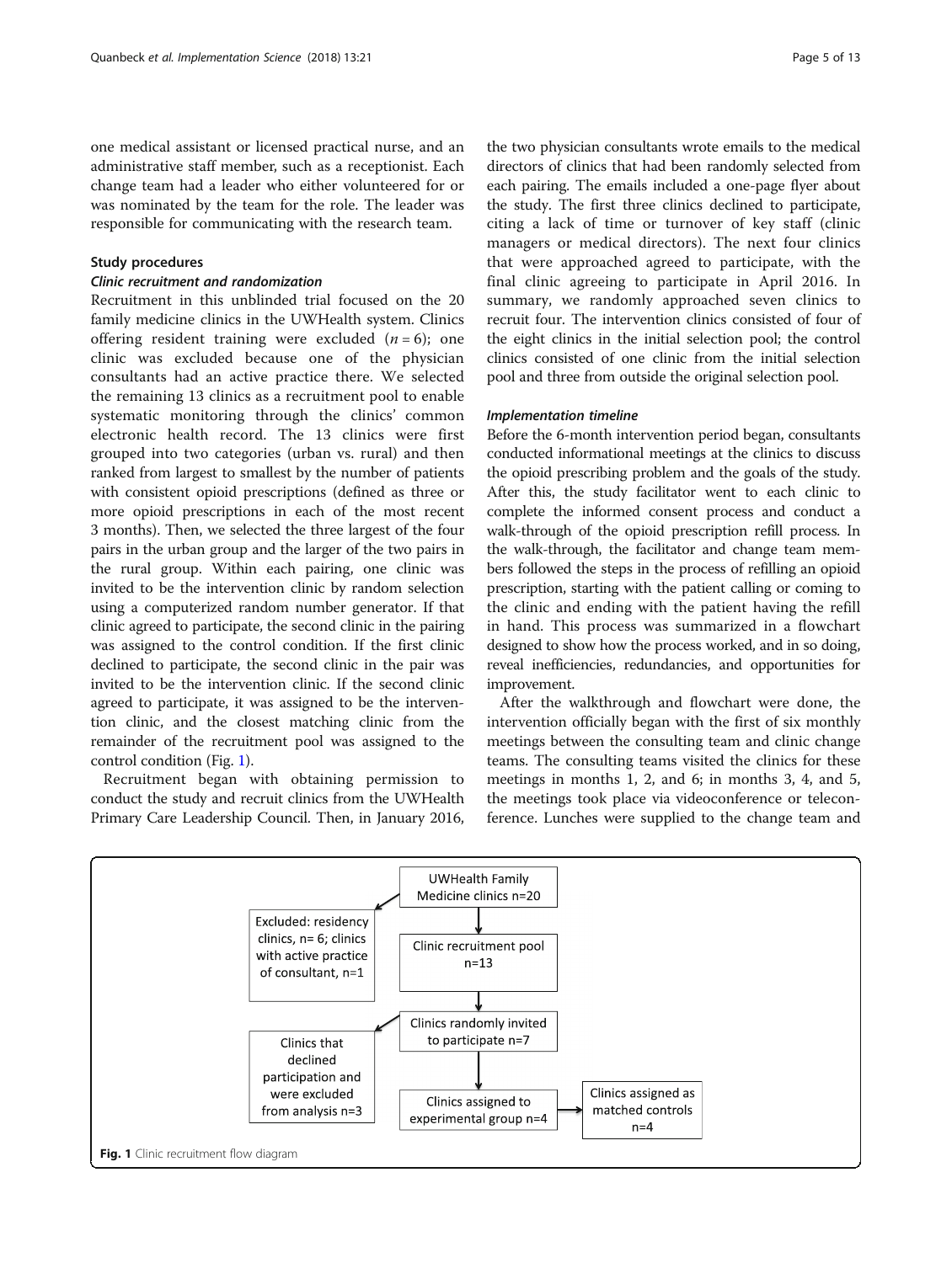one medical assistant or licensed practical nurse, and an administrative staff member, such as a receptionist. Each change team had a leader who either volunteered for or was nominated by the team for the role. The leader was responsible for communicating with the research team.

## Study procedures

### *Clinic recruitment and randomization*

Recruitment in this unblinded trial focused on the 20 family medicine clinics in the UWHealth system. Clinics offering resident training were excluded ($n = 6$); one clinic was excluded because one of the physician consultants had an active practice there. We selected the remaining 13 clinics as a recruitment pool to enable systematic monitoring through the clinics' common electronic health record. The 13 clinics were first grouped into two categories (urban vs. rural) and then ranked from largest to smallest by the number of patients with consistent opioid prescriptions (defined as three or more opioid prescriptions in each of the most recent 3 months). Then, we selected the three largest of the four pairs in the urban group and the larger of the two pairs in the rural group. Within each pairing, one clinic was invited to be the intervention clinic by random selection using a computerized random number generator. If that clinic agreed to participate, the second clinic in the pairing was assigned to the control condition. If the first clinic declined to participate, the second clinic in the pair was invited to be the intervention clinic. If the second clinic agreed to participate, it was assigned to be the intervention clinic, and the closest matching clinic from the remainder of the recruitment pool was assigned to the control condition (Fig. 1).

Recruitment began with obtaining permission to conduct the study and recruit clinics from the UWHealth Primary Care Leadership Council. Then, in January 2016, the two physician consultants wrote emails to the medical directors of clinics that had been randomly selected from each pairing. The emails included a one-page flyer about the study. The first three clinics declined to participate, citing a lack of time or turnover of key staff (clinic managers or medical directors). The next four clinics that were approached agreed to participate, with the final clinic agreeing to participate in April 2016. In summary, we randomly approached seven clinics to recruit four. The intervention clinics consisted of four of the eight clinics in the initial selection pool; the control clinics consisted of one clinic from the initial selection pool and three from outside the original selection pool.

### *Implementation timeline*

Before the 6-month intervention period began, consultants conducted informational meetings at the clinics to discuss the opioid prescribing problem and the goals of the study. After this, the study facilitator went to each clinic to complete the informed consent process and conduct a walk-through of the opioid prescription refill process. In the walk-through, the facilitator and change team members followed the steps in the process of refilling an opioid prescription, starting with the patient calling or coming to the clinic and ending with the patient having the refill in hand. This process was summarized in a flowchart designed to show how the process worked, and in so doing, reveal inefficiencies, redundancies, and opportunities for improvement.

After the walkthrough and flowchart were done, the intervention officially began with the first of six monthly meetings between the consulting team and clinic change teams. The consulting teams visited the clinics for these meetings in months 1, 2, and 6; in months 3, 4, and 5, the meetings took place via videoconference or teleconference. Lunches were supplied to the change team and

UWHealth Family Medicine clinics n=20

Excluded: residency clinics, n= 6; clinics with active practice of consultant, n=1

Clinic recruitment pool n=13

Clinics randomly invited to participate n=7

Clinics that declined participation and were excluded from analysis n=3

Clinics assigned to experimental group n=4

Clinics assigned as matched controls n=4

Fig. 1 Clinic recruitment flow diagram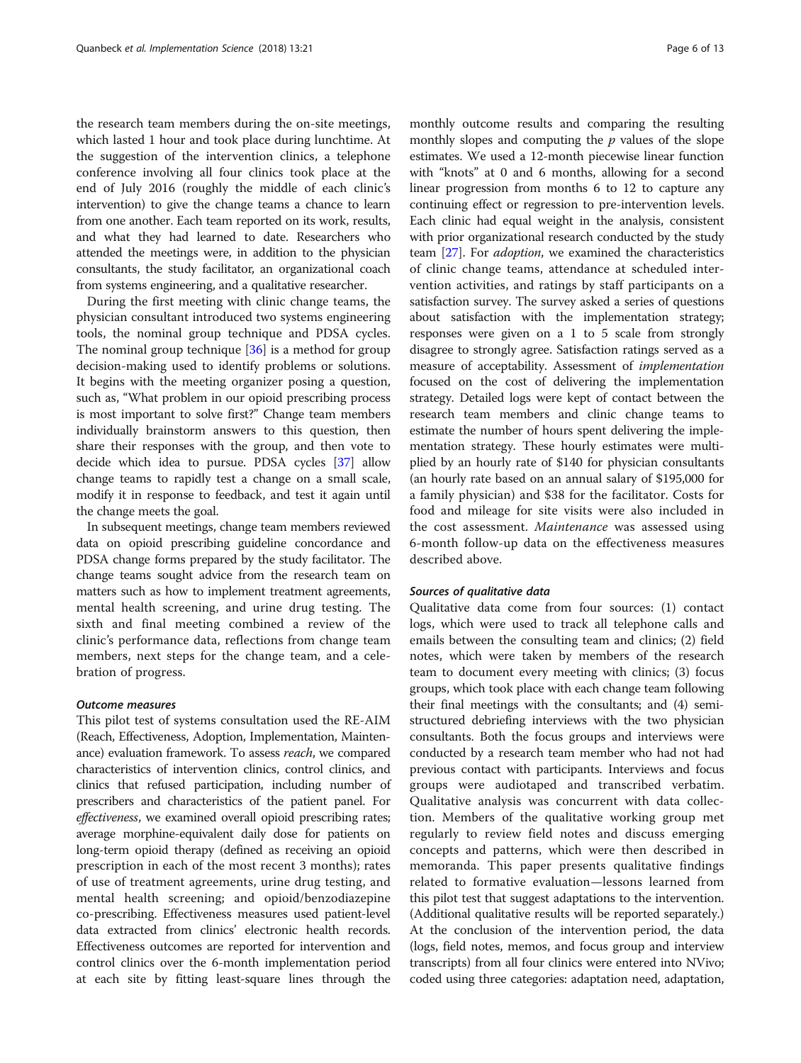the research team members during the on-site meetings, which lasted 1 hour and took place during lunchtime. At the suggestion of the intervention clinics, a telephone conference involving all four clinics took place at the end of July 2016 (roughly the middle of each clinic's intervention) to give the change teams a chance to learn from one another. Each team reported on its work, results, and what they had learned to date. Researchers who attended the meetings were, in addition to the physician consultants, the study facilitator, an organizational coach from systems engineering, and a qualitative researcher.

During the first meeting with clinic change teams, the physician consultant introduced two systems engineering tools, the nominal group technique and PDSA cycles. The nominal group technique [36] is a method for group decision-making used to identify problems or solutions. It begins with the meeting organizer posing a question, such as, "What problem in our opioid prescribing process is most important to solve first?" Change team members individually brainstorm answers to this question, then share their responses with the group, and then vote to decide which idea to pursue. PDSA cycles [37] allow change teams to rapidly test a change on a small scale, modify it in response to feedback, and test it again until the change meets the goal.

In subsequent meetings, change team members reviewed data on opioid prescribing guideline concordance and PDSA change forms prepared by the study facilitator. The change teams sought advice from the research team on matters such as how to implement treatment agreements, mental health screening, and urine drug testing. The sixth and final meeting combined a review of the clinic's performance data, reflections from change team members, next steps for the change team, and a celebration of progress.

#### Outcome measures

This pilot test of systems consultation used the RE-AIM (Reach, Effectiveness, Adoption, Implementation, Maintenance) evaluation framework. To assess *reach*, we compared characteristics of intervention clinics, control clinics, and clinics that refused participation, including number of prescribers and characteristics of the patient panel. For *effectiveness*, we examined overall opioid prescribing rates; average morphine-equivalent daily dose for patients on long-term opioid therapy (defined as receiving an opioid prescription in each of the most recent 3 months); rates of use of treatment agreements, urine drug testing, and mental health screening; and opioid/benzodiazepine co-prescribing. Effectiveness measures used patient-level data extracted from clinics' electronic health records. Effectiveness outcomes are reported for intervention and control clinics over the 6-month implementation period at each site by fitting least-square lines through the monthly outcome results and comparing the resulting monthly slopes and computing the $p$ values of the slope estimates. We used a 12-month piecewise linear function with "knots" at 0 and 6 months, allowing for a second linear progression from months 6 to 12 to capture any continuing effect or regression to pre-intervention levels. Each clinic had equal weight in the analysis, consistent with prior organizational research conducted by the study team [27]. For *adoption*, we examined the characteristics of clinic change teams, attendance at scheduled intervention activities, and ratings by staff participants on a satisfaction survey. The survey asked a series of questions about satisfaction with the implementation strategy; responses were given on a 1 to 5 scale from strongly disagree to strongly agree. Satisfaction ratings served as a measure of acceptability. Assessment of *implementation* focused on the cost of delivering the implementation strategy. Detailed logs were kept of contact between the research team members and clinic change teams to estimate the number of hours spent delivering the implementation strategy. These hourly estimates were multiplied by an hourly rate of \$140 for physician consultants (an hourly rate based on an annual salary of \$195,000 for a family physician) and \$38 for the facilitator. Costs for food and mileage for site visits were also included in the cost assessment. *Maintenance* was assessed using 6-month follow-up data on the effectiveness measures described above.

#### Sources of qualitative data

Qualitative data come from four sources: (1) contact logs, which were used to track all telephone calls and emails between the consulting team and clinics; (2) field notes, which were taken by members of the research team to document every meeting with clinics; (3) focus groups, which took place with each change team following their final meetings with the consultants; and (4) semi-structured debriefing interviews with the two physician consultants. Both the focus groups and interviews were conducted by a research team member who had not had previous contact with participants. Interviews and focus groups were audiotaped and transcribed verbatim. Qualitative analysis was concurrent with data collection. Members of the qualitative working group met regularly to review field notes and discuss emerging concepts and patterns, which were then described in memoranda. This paper presents qualitative findings related to formative evaluation—lessons learned from this pilot test that suggest adaptations to the intervention. (Additional qualitative results will be reported separately.) At the conclusion of the intervention period, the data (logs, field notes, memos, and focus group and interview transcripts) from all four clinics were entered into NVivo; coded using three categories: adaptation need, adaptation,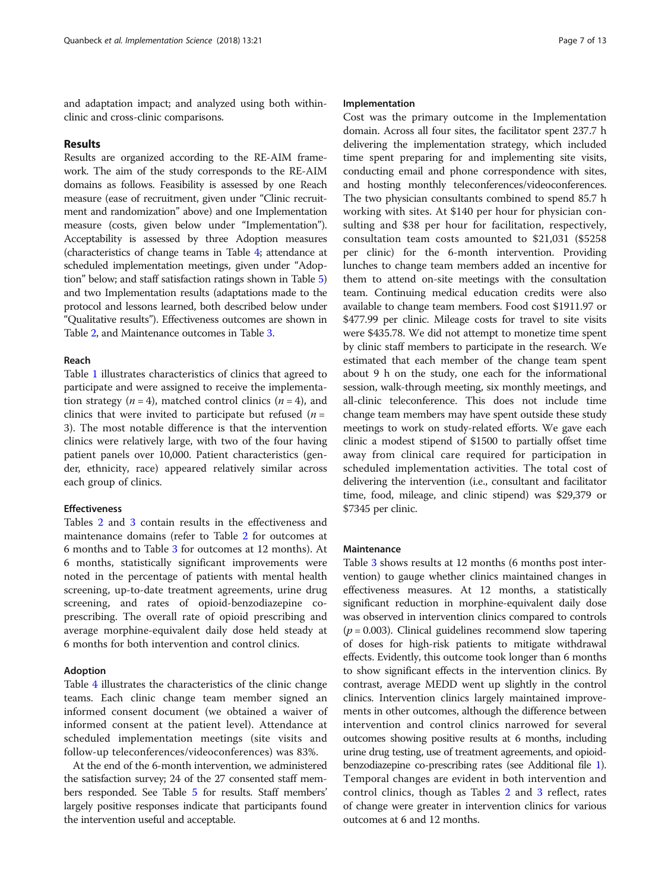and adaptation impact; and analyzed using both within-clinic and cross-clinic comparisons.

## Results

Results are organized according to the RE-AIM framework. The aim of the study corresponds to the RE-AIM domains as follows. Feasibility is assessed by one Reach measure (ease of recruitment, given under "Clinic recruitment and randomization" above) and one Implementation measure (costs, given below under "Implementation"). Acceptability is assessed by three Adoption measures (characteristics of change teams in Table 4; attendance at scheduled implementation meetings, given under "Adoption" below; and staff satisfaction ratings shown in Table 5) and two Implementation results (adaptations made to the protocol and lessons learned, both described below under "Qualitative results"). Effectiveness outcomes are shown in Table 2, and Maintenance outcomes in Table 3.

### Reach

Table 1 illustrates characteristics of clinics that agreed to participate and were assigned to receive the implementation strategy ($n = 4$), matched control clinics ($n = 4$), and clinics that were invited to participate but refused ($n = 3$). The most notable difference is that the intervention clinics were relatively large, with two of the four having patient panels over 10,000. Patient characteristics (gender, ethnicity, race) appeared relatively similar across each group of clinics.

### Effectiveness

Tables 2 and 3 contain results in the effectiveness and maintenance domains (refer to Table 2 for outcomes at 6 months and to Table 3 for outcomes at 12 months). At 6 months, statistically significant improvements were noted in the percentage of patients with mental health screening, up-to-date treatment agreements, urine drug screening, and rates of opioid-benzodiazepine co-prescribing. The overall rate of opioid prescribing and average morphine-equivalent daily dose held steady at 6 months for both intervention and control clinics.

### Adoption

Table 4 illustrates the characteristics of the clinic change teams. Each clinic change team member signed an informed consent document (we obtained a waiver of informed consent at the patient level). Attendance at scheduled implementation meetings (site visits and follow-up teleconferences/videoconferences) was 83%.

At the end of the 6-month intervention, we administered the satisfaction survey; 24 of the 27 consented staff members responded. See Table 5 for results. Staff members' largely positive responses indicate that participants found the intervention useful and acceptable.

### Implementation

Cost was the primary outcome in the Implementation domain. Across all four sites, the facilitator spent 237.7 h delivering the implementation strategy, which included time spent preparing for and implementing site visits, conducting email and phone correspondence with sites, and hosting monthly teleconferences/videoconferences. The two physician consultants combined to spend 85.7 h working with sites. At $140 per hour for physician consulting and $38 per hour for facilitation, respectively, consultation team costs amounted to $21,031 ($5258 per clinic) for the 6-month intervention. Providing lunches to change team members added an incentive for them to attend on-site meetings with the consultation team. Continuing medical education credits were also available to change team members. Food cost $1911.97 or $477.99 per clinic. Mileage costs for travel to site visits were $435.78. We did not attempt to monetize time spent by clinic staff members to participate in the research. We estimated that each member of the change team spent about 9 h on the study, one each for the informational session, walk-through meeting, six monthly meetings, and all-clinic teleconference. This does not include time change team members may have spent outside these study meetings to work on study-related efforts. We gave each clinic a modest stipend of $1500 to partially offset time away from clinical care required for participation in scheduled implementation activities. The total cost of delivering the intervention (i.e., consultant and facilitator time, food, mileage, and clinic stipend) was $29,379 or $7345 per clinic.

### Maintenance

Table 3 shows results at 12 months (6 months post intervention) to gauge whether clinics maintained changes in effectiveness measures. At 12 months, a statistically significant reduction in morphine-equivalent daily dose was observed in intervention clinics compared to controls ($p = 0.003$). Clinical guidelines recommend slow tapering of doses for high-risk patients to mitigate withdrawal effects. Evidently, this outcome took longer than 6 months to show significant effects in the intervention clinics. By contrast, average MEDD went up slightly in the control clinics. Intervention clinics largely maintained improvements in other outcomes, although the difference between intervention and control clinics narrowed for several outcomes showing positive results at 6 months, including urine drug testing, use of treatment agreements, and opioid-benzodiazepine co-prescribing rates (see Additional file 1). Temporal changes are evident in both intervention and control clinics, though as Tables 2 and 3 reflect, rates of change were greater in intervention clinics for various outcomes at 6 and 12 months.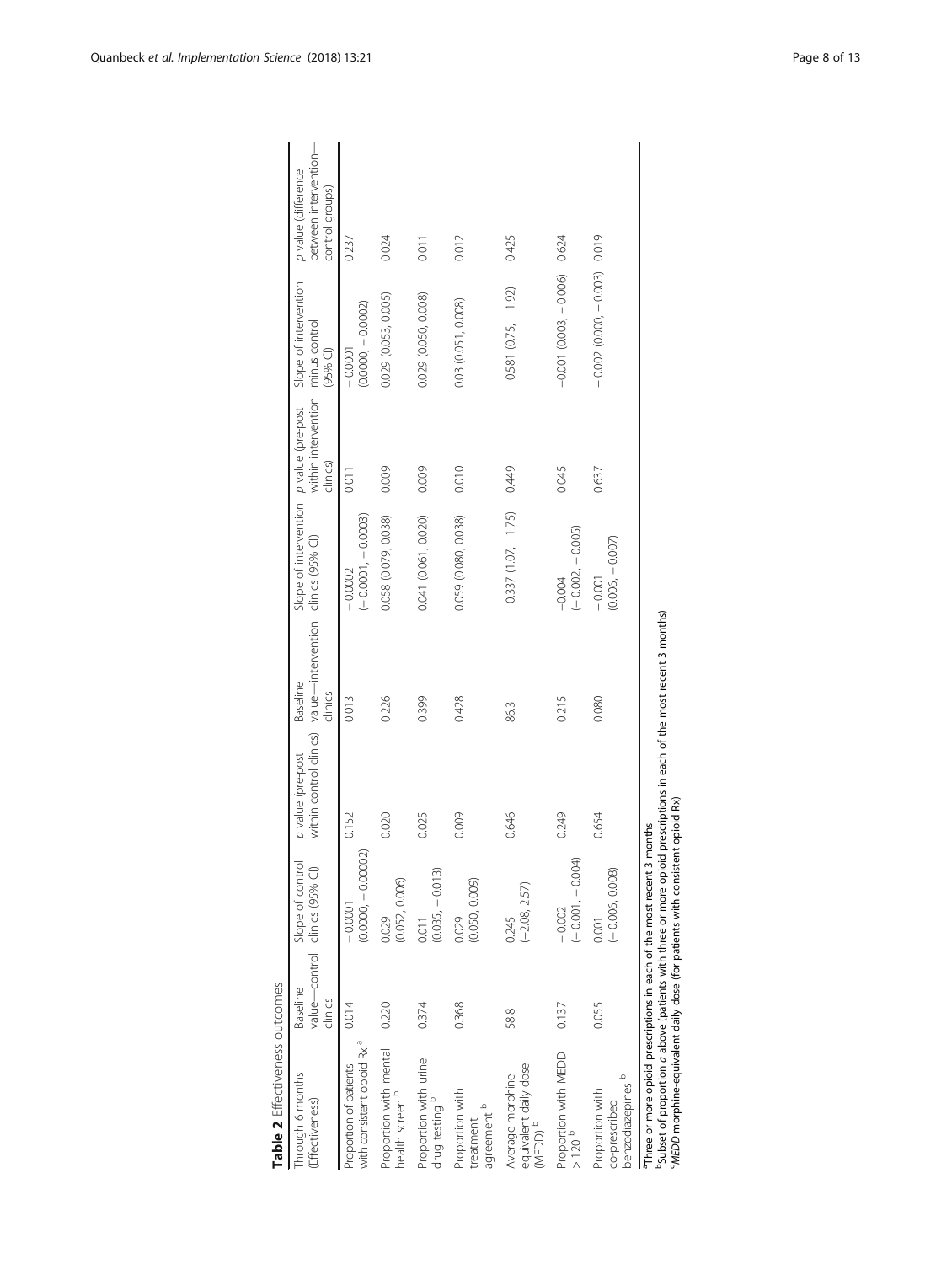**Table 2** Effectiveness outcomes

| Through 6 months (Effectiveness) | Baseline value—control clinics | Slope of control clinics (95% CI) | p value (pre-post within control clinics) | Baseline value—intervention clinics | Slope of intervention clinics (95% CI) | p value (pre-post within intervention clinics) | Slope of intervention minus control (95% CI) | p value (difference between intervention—control groups) |
|---|---|---|---|---|---|---|---|---|
| Proportion of patients with consistent opioid Rx [a] | 0.014 | − 0.0001 (0.0000, − 0.00002) | 0.152 | 0.013 | − 0.0002 (− 0.0001, − 0.0003) | 0.011 | − 0.0001 (0.0000, − 0.0002) | 0.237 |
| Proportion with mental health screen [b] | 0.220 | 0.029 (0.052, 0.006) | 0.020 | 0.226 | 0.058 (0.079, 0.038) | 0.009 | 0.029 (0.053, 0.005) | 0.024 |
| Proportion with urine drug testing [b] | 0.374 | 0.011 (0.035, − 0.013) | 0.025 | 0.399 | 0.041 (0.061, 0.020) | 0.009 | 0.029 (0.050, 0.008) | 0.011 |
| Proportion with treatment agreement [b] | 0.368 | 0.029 (0.050, 0.009) | 0.009 | 0.428 | 0.059 (0.080, 0.038) | 0.010 | 0.03 (0.051, 0.008) | 0.012 |
| Average morphine-equivalent daily dose (MEDD) [b] | 58.8 | 0.245 (−2.08, 2.57) | 0.646 | 86.3 | −0.337 (1.07, −1.75) | 0.449 | −0.581 (0.75, − 1.92) | 0.425 |
| Proportion with MEDD > 120 [b] | 0.137 | −0.002 (− 0.001, − 0.004) | 0.249 | 0.215 | −0.004 (− 0.002, − 0.005) | 0.045 | −0.001 (0.003, − 0.006) | 0.624 |
| Proportion with co-prescribed benzodiazepines [b] | 0.055 | 0.001 (− 0.006, 0.008) | 0.654 | 0.080 | − 0.001 (0.006, − 0.007) | 0.637 | − 0.002 (0.000, − 0.003) | 0.019 |

[a]Three or more opioid prescriptions in each of the most recent 3 months
[b]Subset of proportion *a* above (patients with three or more opioid prescriptions in each of the most recent 3 months)
[c]*MEDD* morphine-equivalent daily dose (for patients with consistent opioid Rx)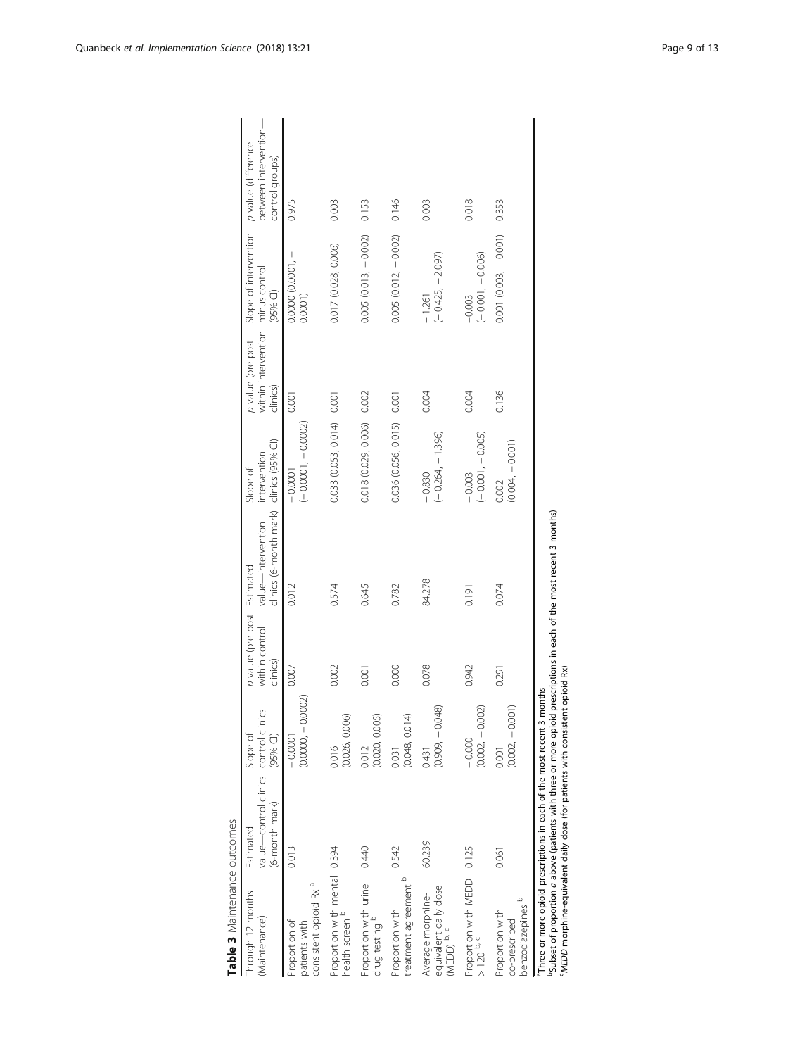**Table 3** Maintenance outcomes

| Through 12 months (Maintenance) | Estimated value—control clinics (6-month mark) | Slope of control clinics (95% CI) | p value (pre-post within control clinics) | Estimated value—intervention clinics (6-month mark) | Slope of intervention clinics (95% CI) | p value (pre-post within intervention clinics) | Slope of intervention minus control (95% CI) | p value (difference between intervention—control groups) |
|---|---|---|---|---|---|---|---|---|
| Proportion of patients with consistent opioid Rx [a] | 0.013 | − 0.0001 (0.0000, − 0.0002) | 0.007 | 0.012 | − 0.0001 (− 0.0001, − 0.0002) | 0.001 | 0.0000 (0.0001, − 0.0001) | 0.975 |
| Proportion with mental health screen [b] | 0.394 | 0.016 (0.026, 0.006) | 0.002 | 0.574 | 0.033 (0.053, 0.014) | 0.001 | 0.017 (0.028, 0.006) | 0.003 |
| Proportion with urine drug testing [b] | 0.440 | 0.012 (0.020, 0.005) | 0.001 | 0.645 | 0.018 (0.029, 0.006) | 0.002 | 0.005 (0.013, − 0.002) | 0.153 |
| Proportion with treatment agreement [b] | 0.542 | 0.031 (0.048, 0.014) | 0.000 | 0.782 | 0.036 (0.056, 0.015) | 0.001 | 0.005 (0.012, − 0.002) | 0.146 |
| Average morphine-equivalent daily dose (MEDD) [b, c] | 60.239 | 0.431 (0.909, − 0.048) | 0.078 | 84.278 | − 0.830 (− 0.264, − 1.396) | 0.004 | − 1.261 (− 0.425, − 2.097) | 0.003 |
| Proportion with MEDD > 120 [b, c] | 0.125 | − 0.000 (0.002, − 0.002) | 0.942 | 0.191 | − 0.003 (− 0.001, − 0.005) | 0.004 | −0.003 (− 0.001, − 0.006) | 0.018 |
| Proportion with co-prescribed benzodiazepines [b] | 0.061 | 0.001 (0.002, − 0.001) | 0.291 | 0.074 | 0.002 (0.004, − 0.001) | 0.136 | 0.001 (0.003, − 0.001) | 0.353 |

[a]Three or more opioid prescriptions in each of the most recent 3 months
[b]Subset of proportion *a* above (patients with three or more opioid prescriptions in each of the most recent 3 months)
[c]*MEDD* morphine-equivalent daily dose (for patients with consistent opioid Rx)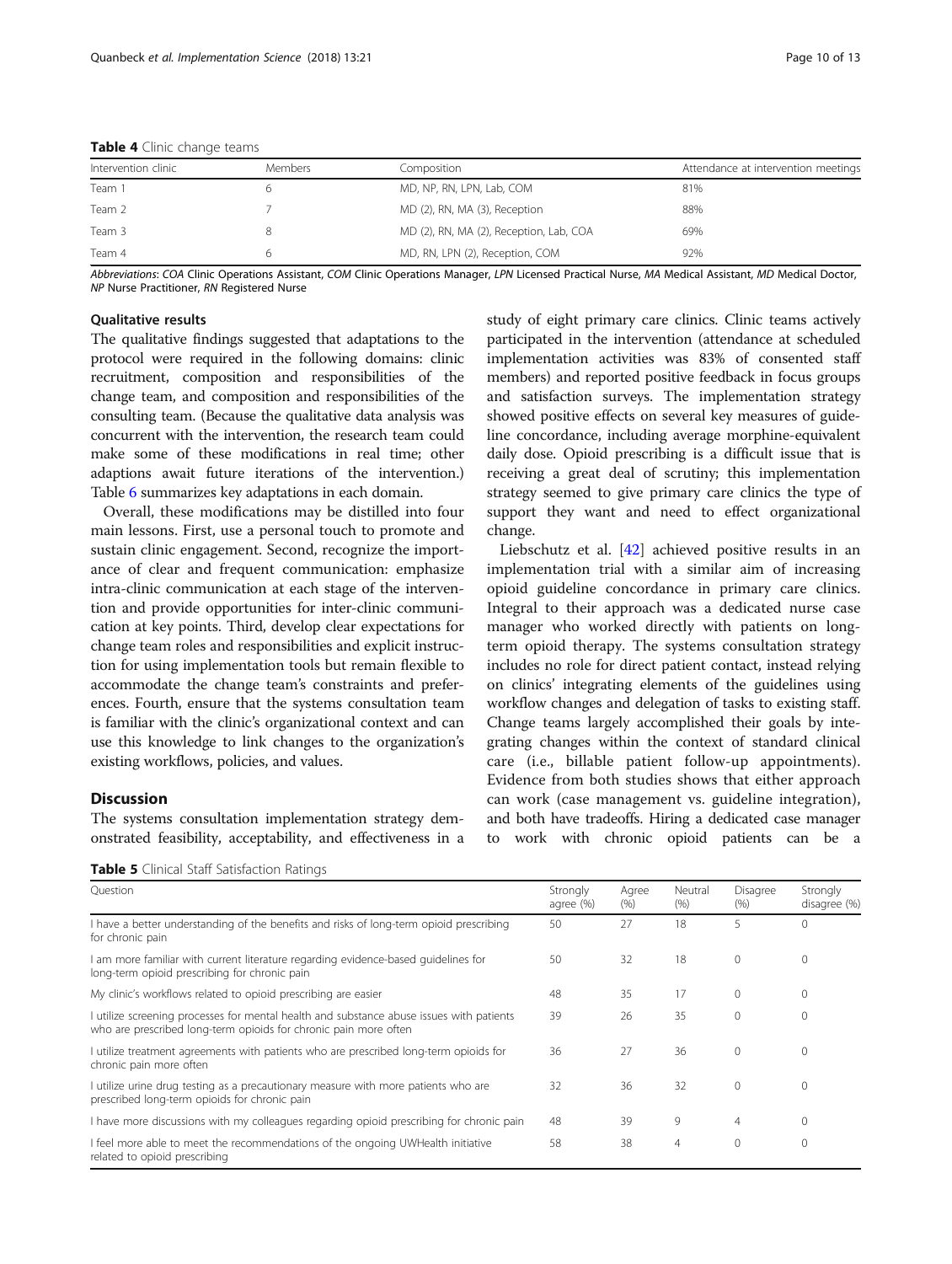**Table 4** Clinic change teams

| Intervention clinic | Members | Composition | Attendance at intervention meetings |
|---|---|---|---|
| Team 1 | 6 | MD, NP, RN, LPN, Lab, COM | 81% |
| Team 2 | 7 | MD (2), RN, MA (3), Reception | 88% |
| Team 3 | 8 | MD (2), RN, MA (2), Reception, Lab, COA | 69% |
| Team 4 | 6 | MD, RN, LPN (2), Reception, COM | 92% |

*Abbreviations*: *COA* Clinic Operations Assistant, *COM* Clinic Operations Manager, *LPN* Licensed Practical Nurse, *MA* Medical Assistant, *MD* Medical Doctor, *NP* Nurse Practitioner, *RN* Registered Nurse

### Qualitative results

The qualitative findings suggested that adaptations to the protocol were required in the following domains: clinic recruitment, composition and responsibilities of the change team, and composition and responsibilities of the consulting team. (Because the qualitative data analysis was concurrent with the intervention, the research team could make some of these modifications in real time; other adaptions await future iterations of the intervention.) Table 6 summarizes key adaptations in each domain.

Overall, these modifications may be distilled into four main lessons. First, use a personal touch to promote and sustain clinic engagement. Second, recognize the importance of clear and frequent communication: emphasize intra-clinic communication at each stage of the intervention and provide opportunities for inter-clinic communication at key points. Third, develop clear expectations for change team roles and responsibilities and explicit instruction for using implementation tools but remain flexible to accommodate the change team's constraints and preferences. Fourth, ensure that the systems consultation team is familiar with the clinic's organizational context and can use this knowledge to link changes to the organization's existing workflows, policies, and values.

## Discussion

The systems consultation implementation strategy demonstrated feasibility, acceptability, and effectiveness in a study of eight primary care clinics. Clinic teams actively participated in the intervention (attendance at scheduled implementation activities was 83% of consented staff members) and reported positive feedback in focus groups and satisfaction surveys. The implementation strategy showed positive effects on several key measures of guideline concordance, including average morphine-equivalent daily dose. Opioid prescribing is a difficult issue that is receiving a great deal of scrutiny; this implementation strategy seemed to give primary care clinics the type of support they want and need to effect organizational change.

Liebschutz et al. [42] achieved positive results in an implementation trial with a similar aim of increasing opioid guideline concordance in primary care clinics. Integral to their approach was a dedicated nurse case manager who worked directly with patients on long-term opioid therapy. The systems consultation strategy includes no role for direct patient contact, instead relying on clinics' integrating elements of the guidelines using workflow changes and delegation of tasks to existing staff. Change teams largely accomplished their goals by integrating changes within the context of standard clinical care (i.e., billable patient follow-up appointments). Evidence from both studies shows that either approach can work (case management vs. guideline integration), and both have tradeoffs. Hiring a dedicated case manager to work with chronic opioid patients can be a

**Table 5** Clinical Staff Satisfaction Ratings

| Question | Strongly agree (%) | Agree (%) | Neutral (%) | Disagree (%) | Strongly disagree (%) |
|---|---|---|---|---|---|
| I have a better understanding of the benefits and risks of long-term opioid prescribing for chronic pain | 50 | 27 | 18 | 5 | 0 |
| I am more familiar with current literature regarding evidence-based guidelines for long-term opioid prescribing for chronic pain | 50 | 32 | 18 | 0 | 0 |
| My clinic's workflows related to opioid prescribing are easier | 48 | 35 | 17 | 0 | 0 |
| I utilize screening processes for mental health and substance abuse issues with patients who are prescribed long-term opioids for chronic pain more often | 39 | 26 | 35 | 0 | 0 |
| I utilize treatment agreements with patients who are prescribed long-term opioids for chronic pain more often | 36 | 27 | 36 | 0 | 0 |
| I utilize urine drug testing as a precautionary measure with more patients who are prescribed long-term opioids for chronic pain | 32 | 36 | 32 | 0 | 0 |
| I have more discussions with my colleagues regarding opioid prescribing for chronic pain | 48 | 39 | 9 | 4 | 0 |
| I feel more able to meet the recommendations of the ongoing UWHealth initiative related to opioid prescribing | 58 | 38 | 4 | 0 | 0 |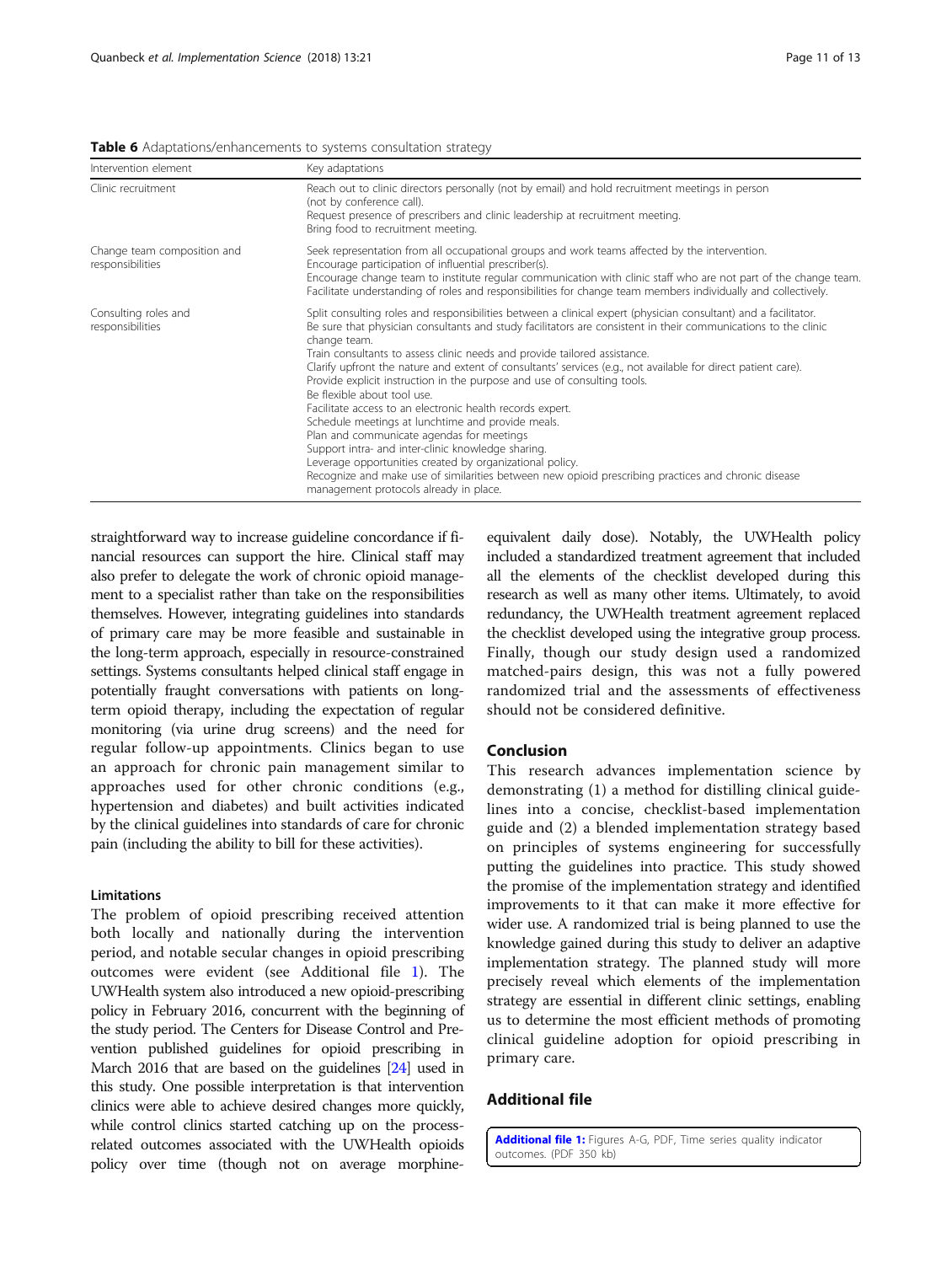**Table 6** Adaptations/enhancements to systems consultation strategy

| Intervention element | Key adaptations |
| --- | --- |
| Clinic recruitment | Reach out to clinic directors personally (not by email) and hold recruitment meetings in person (not by conference call).<br>Request presence of prescribers and clinic leadership at recruitment meeting.<br>Bring food to recruitment meeting. |
| Change team composition and responsibilities | Seek representation from all occupational groups and work teams affected by the intervention.<br>Encourage participation of influential prescriber(s).<br>Encourage change team to institute regular communication with clinic staff who are not part of the change team.<br>Facilitate understanding of roles and responsibilities for change team members individually and collectively. |
| Consulting roles and responsibilities | Split consulting roles and responsibilities between a clinical expert (physician consultant) and a facilitator.<br>Be sure that physician consultants and study facilitators are consistent in their communications to the clinic change team.<br>Train consultants to assess clinic needs and provide tailored assistance.<br>Clarify upfront the nature and extent of consultants' services (e.g., not available for direct patient care).<br>Provide explicit instruction in the purpose and use of consulting tools.<br>Be flexible about tool use.<br>Facilitate access to an electronic health records expert.<br>Schedule meetings at lunchtime and provide meals.<br>Plan and communicate agendas for meetings<br>Support intra- and inter-clinic knowledge sharing.<br>Leverage opportunities created by organizational policy.<br>Recognize and make use of similarities between new opioid prescribing practices and chronic disease management protocols already in place. |

straightforward way to increase guideline concordance if financial resources can support the hire. Clinical staff may also prefer to delegate the work of chronic opioid management to a specialist rather than take on the responsibilities themselves. However, integrating guidelines into standards of primary care may be more feasible and sustainable in the long-term approach, especially in resource-constrained settings. Systems consultants helped clinical staff engage in potentially fraught conversations with patients on long-term opioid therapy, including the expectation of regular monitoring (via urine drug screens) and the need for regular follow-up appointments. Clinics began to use an approach for chronic pain management similar to approaches used for other chronic conditions (e.g., hypertension and diabetes) and built activities indicated by the clinical guidelines into standards of care for chronic pain (including the ability to bill for these activities).

### Limitations

The problem of opioid prescribing received attention both locally and nationally during the intervention period, and notable secular changes in opioid prescribing outcomes were evident (see Additional file 1). The UWHealth system also introduced a new opioid-prescribing policy in February 2016, concurrent with the beginning of the study period. The Centers for Disease Control and Prevention published guidelines for opioid prescribing in March 2016 that are based on the guidelines [24] used in this study. One possible interpretation is that intervention clinics were able to achieve desired changes more quickly, while control clinics started catching up on the process-related outcomes associated with the UWHealth opioids policy over time (though not on average morphine-equivalent daily dose). Notably, the UWHealth policy included a standardized treatment agreement that included all the elements of the checklist developed during this research as well as many other items. Ultimately, to avoid redundancy, the UWHealth treatment agreement replaced the checklist developed using the integrative group process. Finally, though our study design used a randomized matched-pairs design, this was not a fully powered randomized trial and the assessments of effectiveness should not be considered definitive.

## Conclusion

This research advances implementation science by demonstrating (1) a method for distilling clinical guidelines into a concise, checklist-based implementation guide and (2) a blended implementation strategy based on principles of systems engineering for successfully putting the guidelines into practice. This study showed the promise of the implementation strategy and identified improvements to it that can make it more effective for wider use. A randomized trial is being planned to use the knowledge gained during this study to deliver an adaptive implementation strategy. The planned study will more precisely reveal which elements of the implementation strategy are essential in different clinic settings, enabling us to determine the most efficient methods of promoting clinical guideline adoption for opioid prescribing in primary care.

## Additional file

**Additional file 1:** Figures A-G, PDF, Time series quality indicator outcomes. (PDF 350 kb)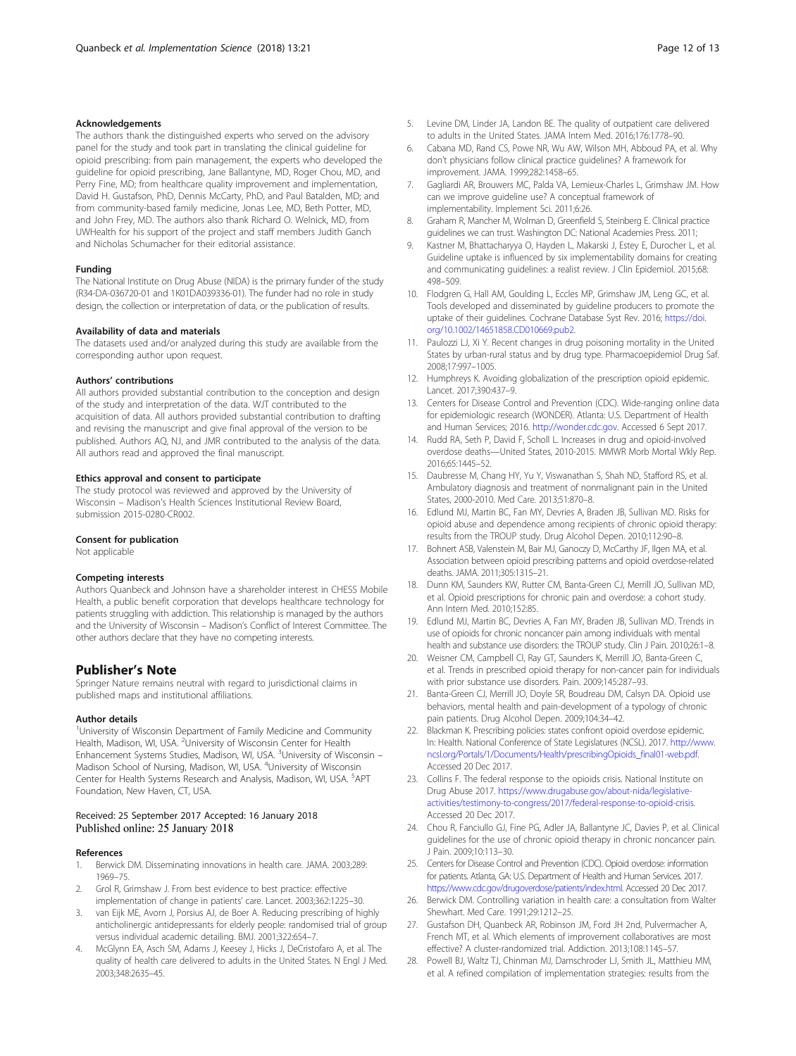### Acknowledgements

The authors thank the distinguished experts who served on the advisory panel for the study and took part in translating the clinical guideline for opioid prescribing: from pain management, the experts who developed the guideline for opioid prescribing, Jane Ballantyne, MD, Roger Chou, MD, and Perry Fine, MD; from healthcare quality improvement and implementation, David H. Gustafson, PhD, Dennis McCarty, PhD, and Paul Batalden, MD; and from community-based family medicine, Jonas Lee, MD, Beth Potter, MD, and John Frey, MD. The authors also thank Richard O. Welnick, MD, from UWHealth for his support of the project and staff members Judith Ganch and Nicholas Schumacher for their editorial assistance.

### Funding

The National Institute on Drug Abuse (NIDA) is the primary funder of the study (R34-DA-036720-01 and 1K01DA039336-01). The funder had no role in study design, the collection or interpretation of data, or the publication of results.

### Availability of data and materials

The datasets used and/or analyzed during this study are available from the corresponding author upon request.

### Authors' contributions

All authors provided substantial contribution to the conception and design of the study and interpretation of the data. WJT contributed to the acquisition of data. All authors provided substantial contribution to drafting and revising the manuscript and give final approval of the version to be published. Authors AQ, NJ, and JMR contributed to the analysis of the data. All authors read and approved the final manuscript.

### Ethics approval and consent to participate

The study protocol was reviewed and approved by the University of Wisconsin – Madison's Health Sciences Institutional Review Board, submission 2015-0280-CR002.

### Consent for publication

Not applicable

### Competing interests

Authors Quanbeck and Johnson have a shareholder interest in CHESS Mobile Health, a public benefit corporation that develops healthcare technology for patients struggling with addiction. This relationship is managed by the authors and the University of Wisconsin – Madison's Conflict of Interest Committee. The other authors declare that they have no competing interests.

## Publisher's Note

Springer Nature remains neutral with regard to jurisdictional claims in published maps and institutional affiliations.

### Author details

[1]University of Wisconsin Department of Family Medicine and Community Health, Madison, WI, USA. [2]University of Wisconsin Center for Health Enhancement Systems Studies, Madison, WI, USA. [3]University of Wisconsin – Madison School of Nursing, Madison, WI, USA. [4]University of Wisconsin Center for Health Systems Research and Analysis, Madison, WI, USA. [5]APT Foundation, New Haven, CT, USA.

Received: 25 September 2017 Accepted: 16 January 2018
Published online: 25 January 2018

### References

1. Berwick DM. Disseminating innovations in health care. JAMA. 2003;289:1969–75.
2. Grol R, Grimshaw J. From best evidence to best practice: effective implementation of change in patients' care. Lancet. 2003;362:1225–30.
3. van Eijk ME, Avorn J, Porsius AJ, de Boer A. Reducing prescribing of highly anticholinergic antidepressants for elderly people: randomised trial of group versus individual academic detailing. BMJ. 2001;322:654–7.
4. McGlynn EA, Asch SM, Adams J, Keesey J, Hicks J, DeCristofaro A, et al. The quality of health care delivered to adults in the United States. N Engl J Med. 2003;348:2635–45.
5. Levine DM, Linder JA, Landon BE. The quality of outpatient care delivered to adults in the United States. JAMA Intern Med. 2016;176:1778–90.
6. Cabana MD, Rand CS, Powe NR, Wu AW, Wilson MH, Abboud PA, et al. Why don't physicians follow clinical practice guidelines? A framework for improvement. JAMA. 1999;282:1458–65.
7. Gagliardi AR, Brouwers MC, Palda VA, Lemieux-Charles L, Grimshaw JM. How can we improve guideline use? A conceptual framework of implementability. Implement Sci. 2011;6:26.
8. Graham R, Mancher M, Wolman D, Greenfield S, Steinberg E. Clinical practice guidelines we can trust. Washington DC: National Academies Press. 2011;
9. Kastner M, Bhattacharyya O, Hayden L, Makarski J, Estey E, Durocher L, et al. Guideline uptake is influenced by six implementability domains for creating and communicating guidelines: a realist review. J Clin Epidemiol. 2015;68:498–509.
10. Flodgren G, Hall AM, Goulding L, Eccles MP, Grimshaw JM, Leng GC, et al. Tools developed and disseminated by guideline producers to promote the uptake of their guidelines. Cochrane Database Syst Rev. 2016; https://doi.org/10.1002/14651858.CD010669.pub2.
11. Paulozzi LJ, Xi Y. Recent changes in drug poisoning mortality in the United States by urban-rural status and by drug type. Pharmacoepidemiol Drug Saf. 2008;17:997–1005.
12. Humphreys K. Avoiding globalization of the prescription opioid epidemic. Lancet. 2017;390:437–9.
13. Centers for Disease Control and Prevention (CDC). Wide-ranging online data for epidemiologic research (WONDER). Atlanta: U.S. Department of Health and Human Services; 2016. http://wonder.cdc.gov. Accessed 6 Sept 2017.
14. Rudd RA, Seth P, David F, Scholl L. Increases in drug and opioid-involved overdose deaths—United States, 2010-2015. MMWR Morb Mortal Wkly Rep. 2016;65:1445–52.
15. Daubresse M, Chang HY, Yu Y, Viswanathan S, Shah ND, Stafford RS, et al. Ambulatory diagnosis and treatment of nonmalignant pain in the United States, 2000-2010. Med Care. 2013;51:870–8.
16. Edlund MJ, Martin BC, Fan MY, Devries A, Braden JB, Sullivan MD. Risks for opioid abuse and dependence among recipients of chronic opioid therapy: results from the TROUP study. Drug Alcohol Depen. 2010;112:90–8.
17. Bohnert ASB, Valenstein M, Bair MJ, Ganoczy D, McCarthy JF, Ilgen MA, et al. Association between opioid prescribing patterns and opioid overdose-related deaths. JAMA. 2011;305:1315–21.
18. Dunn KM, Saunders KW, Rutter CM, Banta-Green CJ, Merrill JO, Sullivan MD, et al. Opioid prescriptions for chronic pain and overdose: a cohort study. Ann Intern Med. 2010;152:85.
19. Edlund MJ, Martin BC, Devries A, Fan MY, Braden JB, Sullivan MD. Trends in use of opioids for chronic noncancer pain among individuals with mental health and substance use disorders: the TROUP study. Clin J Pain. 2010;26:1–8.
20. Weisner CM, Campbell CI, Ray GT, Saunders K, Merrill JO, Banta-Green C, et al. Trends in prescribed opioid therapy for non-cancer pain for individuals with prior substance use disorders. Pain. 2009;145:287–93.
21. Banta-Green CJ, Merrill JO, Doyle SR, Boudreau DM, Calsyn DA. Opioid use behaviors, mental health and pain-development of a typology of chronic pain patients. Drug Alcohol Depen. 2009;104:34–42.
22. Blackman K. Prescribing policies: states confront opioid overdose epidemic. In: Health. National Conference of State Legislatures (NCSL). 2017. http://www.ncsl.org/Portals/1/Documents/Health/prescribingOpioids_final01-web.pdf. Accessed 20 Dec 2017.
23. Collins F. The federal response to the opioids crisis. National Institute on Drug Abuse 2017. https://www.drugabuse.gov/about-nida/legislative-activities/testimony-to-congress/2017/federal-response-to-opioid-crisis. Accessed 20 Dec 2017.
24. Chou R, Fanciullo GJ, Fine PG, Adler JA, Ballantyne JC, Davies P, et al. Clinical guidelines for the use of chronic opioid therapy in chronic noncancer pain. J Pain. 2009;10:113–30.
25. Centers for Disease Control and Prevention (CDC). Opioid overdose: information for patients. Atlanta, GA: U.S. Department of Health and Human Services. 2017. https://www.cdc.gov/drugoverdose/patients/index.html. Accessed 20 Dec 2017.
26. Berwick DM. Controlling variation in health care: a consultation from Walter Shewhart. Med Care. 1991;29:1212–25.
27. Gustafson DH, Quanbeck AR, Robinson JM, Ford JH 2nd, Pulvermacher A, French MT, et al. Which elements of improvement collaboratives are most effective? A cluster-randomized trial. Addiction. 2013;108:1145–57.
28. Powell BJ, Waltz TJ, Chinman MJ, Damschroder LJ, Smith JL, Matthieu MM, et al. A refined compilation of implementation strategies: results from the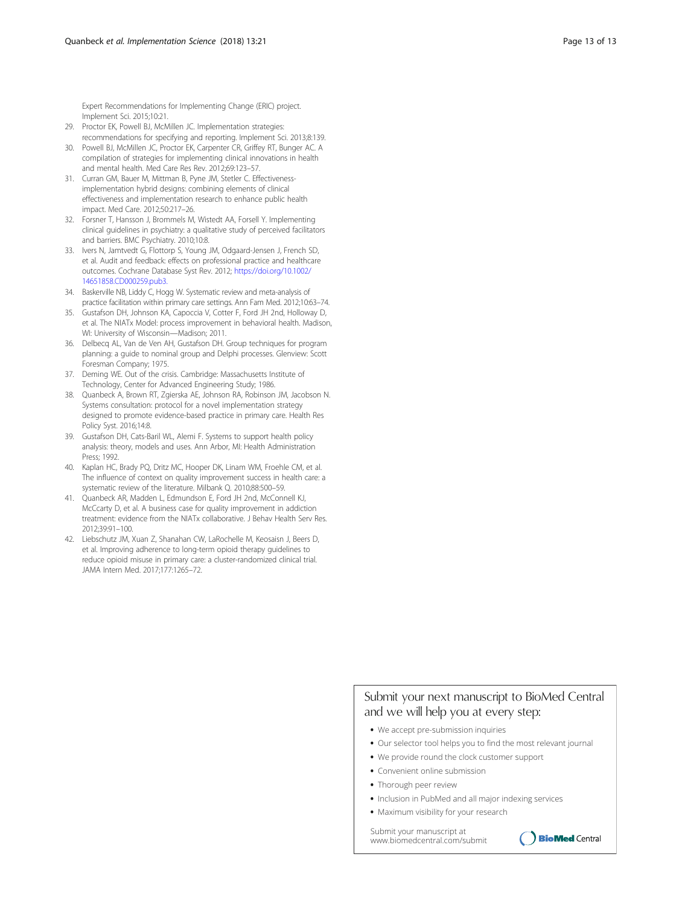Expert Recommendations for Implementing Change (ERIC) project. Implement Sci. 2015;10:21.

29. Proctor EK, Powell BJ, McMillen JC. Implementation strategies: recommendations for specifying and reporting. Implement Sci. 2013;8:139.
30. Powell BJ, McMillen JC, Proctor EK, Carpenter CR, Griffey RT, Bunger AC. A compilation of strategies for implementing clinical innovations in health and mental health. Med Care Res Rev. 2012;69:123–57.
31. Curran GM, Bauer M, Mittman B, Pyne JM, Stetler C. Effectiveness-implementation hybrid designs: combining elements of clinical effectiveness and implementation research to enhance public health impact. Med Care. 2012;50:217–26.
32. Forsner T, Hansson J, Brommels M, Wistedt AA, Forsell Y. Implementing clinical guidelines in psychiatry: a qualitative study of perceived facilitators and barriers. BMC Psychiatry. 2010;10:8.
33. Ivers N, Jamtvedt G, Flottorp S, Young JM, Odgaard-Jensen J, French SD, et al. Audit and feedback: effects on professional practice and healthcare outcomes. Cochrane Database Syst Rev. 2012; https://doi.org/10.1002/14651858.CD000259.pub3.
34. Baskerville NB, Liddy C, Hogg W. Systematic review and meta-analysis of practice facilitation within primary care settings. Ann Fam Med. 2012;10:63–74.
35. Gustafson DH, Johnson KA, Capoccia V, Cotter F, Ford JH 2nd, Holloway D, et al. The NIATx Model: process improvement in behavioral health. Madison, WI: University of Wisconsin—Madison; 2011.
36. Delbecq AL, Van de Ven AH, Gustafson DH. Group techniques for program planning: a guide to nominal group and Delphi processes. Glenview: Scott Foresman Company; 1975.
37. Deming WE. Out of the crisis. Cambridge: Massachusetts Institute of Technology, Center for Advanced Engineering Study; 1986.
38. Quanbeck A, Brown RT, Zgierska AE, Johnson RA, Robinson JM, Jacobson N. Systems consultation: protocol for a novel implementation strategy designed to promote evidence-based practice in primary care. Health Res Policy Syst. 2016;14:8.
39. Gustafson DH, Cats-Baril WL, Alemi F. Systems to support health policy analysis: theory, models and uses. Ann Arbor, MI: Health Administration Press; 1992.
40. Kaplan HC, Brady PQ, Dritz MC, Hooper DK, Linam WM, Froehle CM, et al. The influence of context on quality improvement success in health care: a systematic review of the literature. Milbank Q. 2010;88:500–59.
41. Quanbeck AR, Madden L, Edmundson E, Ford JH 2nd, McConnell KJ, McCcarty D, et al. A business case for quality improvement in addiction treatment: evidence from the NIATx collaborative. J Behav Health Serv Res. 2012;39:91–100.
42. Liebschutz JM, Xuan Z, Shanahan CW, LaRochelle M, Keosaisn J, Beers D, et al. Improving adherence to long-term opioid therapy guidelines to reduce opioid misuse in primary care: a cluster-randomized clinical trial. JAMA Intern Med. 2017;177:1265–72.

Submit your next manuscript to BioMed Central and we will help you at every step:

- We accept pre-submission inquiries
- Our selector tool helps you to find the most relevant journal
- We provide round the clock customer support
- Convenient online submission
- Thorough peer review
- Inclusion in PubMed and all major indexing services
- Maximum visibility for your research

Submit your manuscript at www.biomedcentral.com/submit

BioMed Central